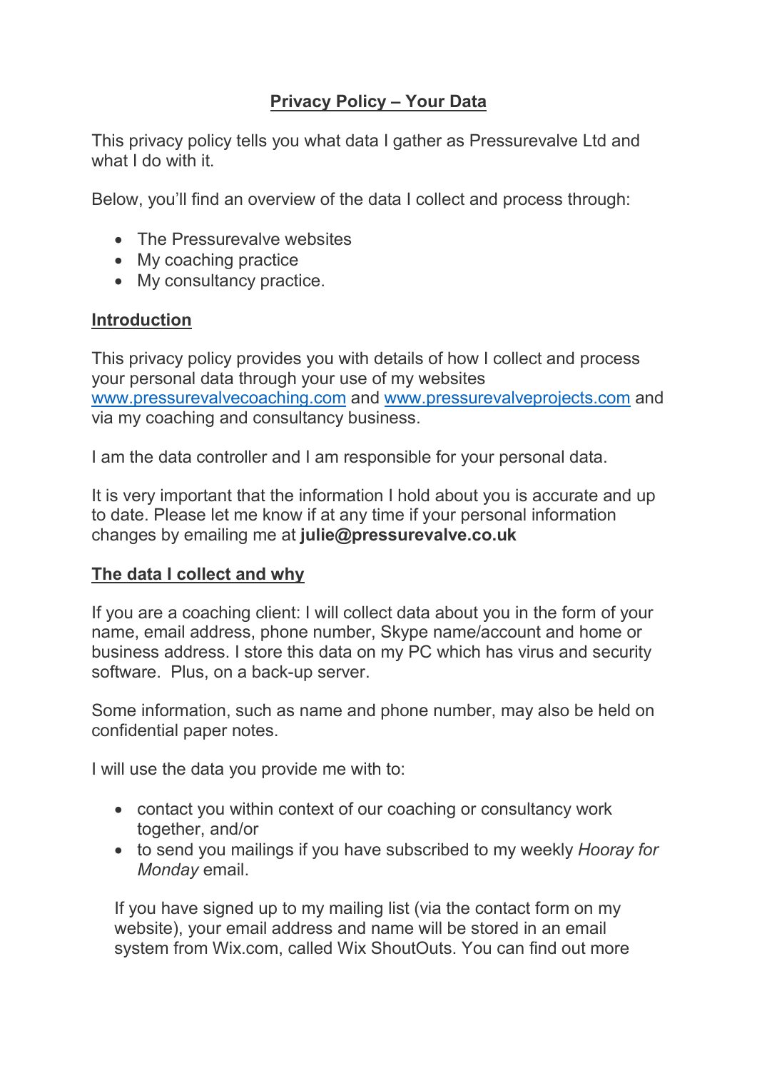# Privacy Policy – Your Data

This privacy policy tells you what data I gather as Pressurevalve Ltd and what I do with it.

Below, you'll find an overview of the data I collect and process through:

- The Pressurevalve websites
- My coaching practice
- My consultancy practice.

## Introduction

This privacy policy provides you with details of how I collect and process your personal data through your use of my websites [www.pressurevalvecoaching.com](http://www.pressurevalvecoaching.com) and [www.pressurevalveprojects.com](http://www.pressurevalveprojects.com) and via my coaching and consultancy business.

I am the data controller and I am responsible for your personal data.

It is very important that the information I hold about you is accurate and up to date. Please let me know if at any time if your personal information changes by emailing me at **julie@pressurevalve.co.uk**

## The data I collect and why

If you are a coaching client: I will collect data about you in the form of your name, email address, phone number, Skype name/account and home or business address. I store this data on my PC which has virus and security software. Plus, on a back-up server.

Some information, such as name and phone number, may also be held on confidential paper notes.

I will use the data you provide me with to:

- contact you within context of our coaching or consultancy work together, and/or
- to send you mailings if you have subscribed to my weekly *Hooray for Monday* email.

If you have signed up to my mailing list (via the contact form on my website), your email address and name will be stored in an email system from Wix.com, called Wix ShoutOuts. You can find out more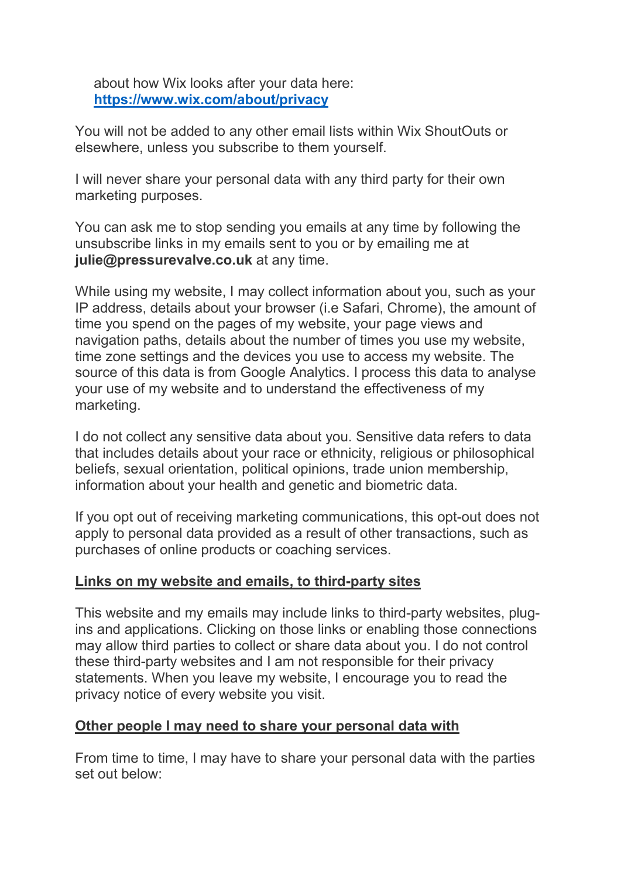about how Wix looks after your data here: [https://www.wix.com/about/privacy](https://www.wix.com/about/privacy)

You will not be added to any other email lists within Wix ShoutOuts or elsewhere, unless you subscribe to them yourself.

I will never share your personal data with any third party for their own marketing purposes.

You can ask me to stop sending you emails at any time by following the unsubscribe links in my emails sent to you or by emailing me at **julie@pressurevalve.co.uk** at any time.

While using my website, I may collect information about you, such as your IP address, details about your browser (i.e Safari, Chrome), the amount of time you spend on the pages of my website, your page views and navigation paths, details about the number of times you use my website, time zone settings and the devices you use to access my website. The source of this data is from Google Analytics. I process this data to analyse your use of my website and to understand the effectiveness of my marketing.

I do not collect any sensitive data about you. Sensitive data refers to data that includes details about your race or ethnicity, religious or philosophical beliefs, sexual orientation, political opinions, trade union membership, information about your health and genetic and biometric data.

If you opt out of receiving marketing communications, this opt-out does not apply to personal data provided as a result of other transactions, such as purchases of online products or coaching services.

## Links on my website and emails, to third-party sites

This website and my emails may include links to third-party websites, plug-ins and applications. Clicking on those links or enabling those connections may allow third parties to collect or share data about you. I do not control these third-party websites and I am not responsible for their privacy statements. When you leave my website, I encourage you to read the privacy notice of every website you visit.

## Other people I may need to share your personal data with

From time to time, I may have to share your personal data with the parties set out below: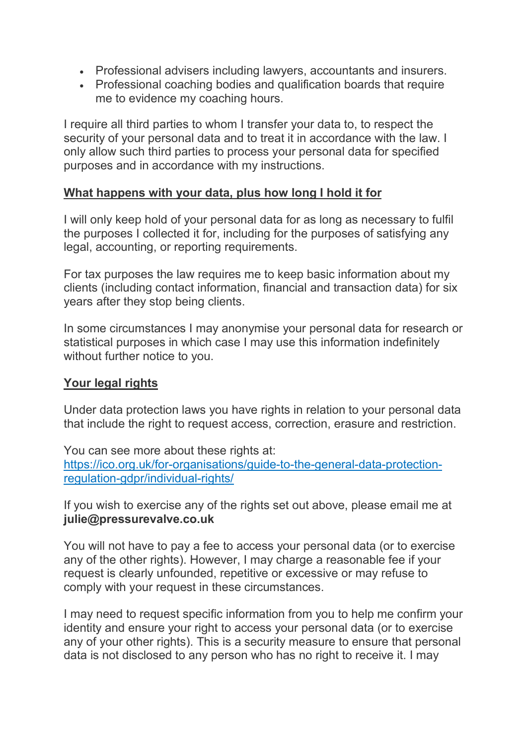- Professional advisers including lawyers, accountants and insurers.
- Professional coaching bodies and qualification boards that require me to evidence my coaching hours.

I require all third parties to whom I transfer your data to, to respect the security of your personal data and to treat it in accordance with the law. I only allow such third parties to process your personal data for specified purposes and in accordance with my instructions.

## What happens with your data, plus how long I hold it for

I will only keep hold of your personal data for as long as necessary to fulfil the purposes I collected it for, including for the purposes of satisfying any legal, accounting, or reporting requirements.

For tax purposes the law requires me to keep basic information about my clients (including contact information, financial and transaction data) for six years after they stop being clients.

In some circumstances I may anonymise your personal data for research or statistical purposes in which case I may use this information indefinitely without further notice to you.

## Your legal rights

Under data protection laws you have rights in relation to your personal data that include the right to request access, correction, erasure and restriction.

You can see more about these rights at:
[https://ico.org.uk/for-organisations/guide-to-the-general-data-protection-regulation-gdpr/individual-rights/](https://ico.org.uk/for-organisations/guide-to-the-general-data-protection-regulation-gdpr/individual-rights/)

If you wish to exercise any of the rights set out above, please email me at **julie@pressurevalve.co.uk**

You will not have to pay a fee to access your personal data (or to exercise any of the other rights). However, I may charge a reasonable fee if your request is clearly unfounded, repetitive or excessive or may refuse to comply with your request in these circumstances.

I may need to request specific information from you to help me confirm your identity and ensure your right to access your personal data (or to exercise any of your other rights). This is a security measure to ensure that personal data is not disclosed to any person who has no right to receive it. I may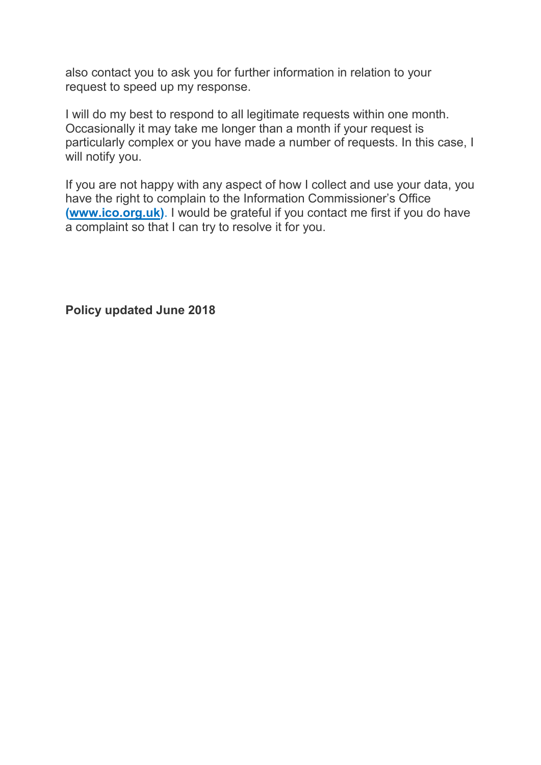also contact you to ask you for further information in relation to your request to speed up my response.

I will do my best to respond to all legitimate requests within one month. Occasionally it may take me longer than a month if your request is particularly complex or you have made a number of requests. In this case, I will notify you.

If you are not happy with any aspect of how I collect and use your data, you have the right to complain to the Information Commissioner's Office **(www.ico.org.uk)**. I would be grateful if you contact me first if you do have a complaint so that I can try to resolve it for you.

**Policy updated June 2018**